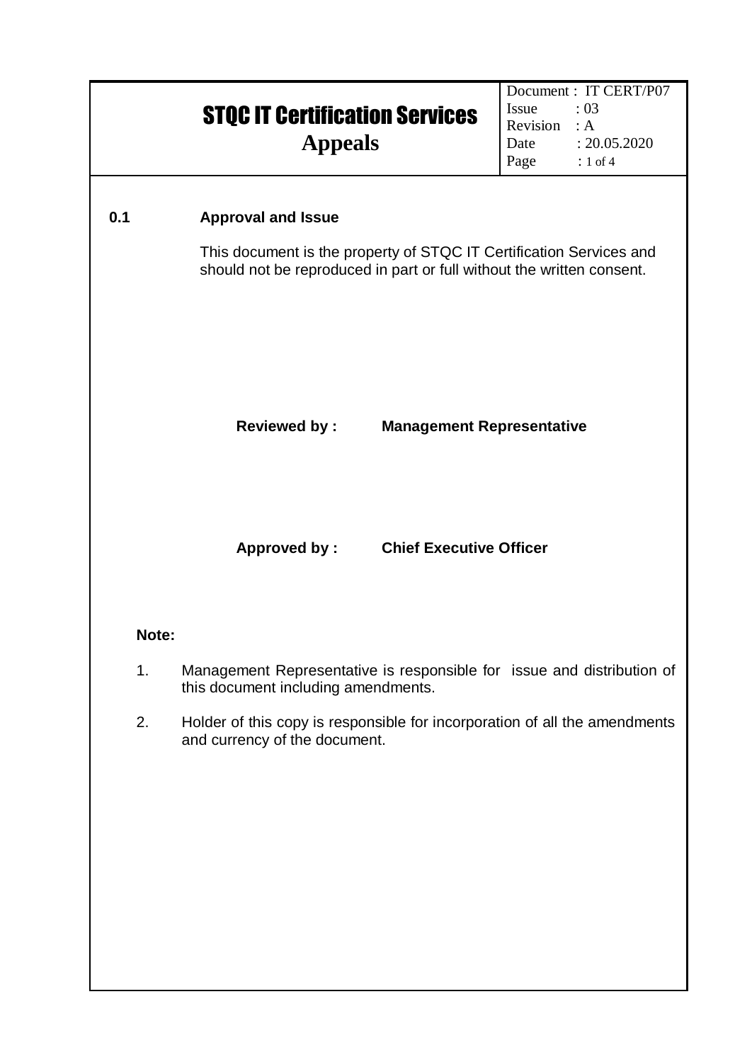# STQC IT Certification Services

## Appeals

| | |
|---|---|
| Document | : IT CERT/P07 |
| Issue | : 03 |
| Revision | : A |
| Date | : 20.05.2020 |

## 0.1 Approval and Issue

This document is the property of STQC IT Certification Services and should not be reproduced in part or full without the written consent.

**Reviewed by :** **Management Representative**

**Approved by :** **Chief Executive Officer**

**Note:**

1. Management Representative is responsible for issue and distribution of this document including amendments.
2. Holder of this copy is responsible for incorporation of all the amendments and currency of the document.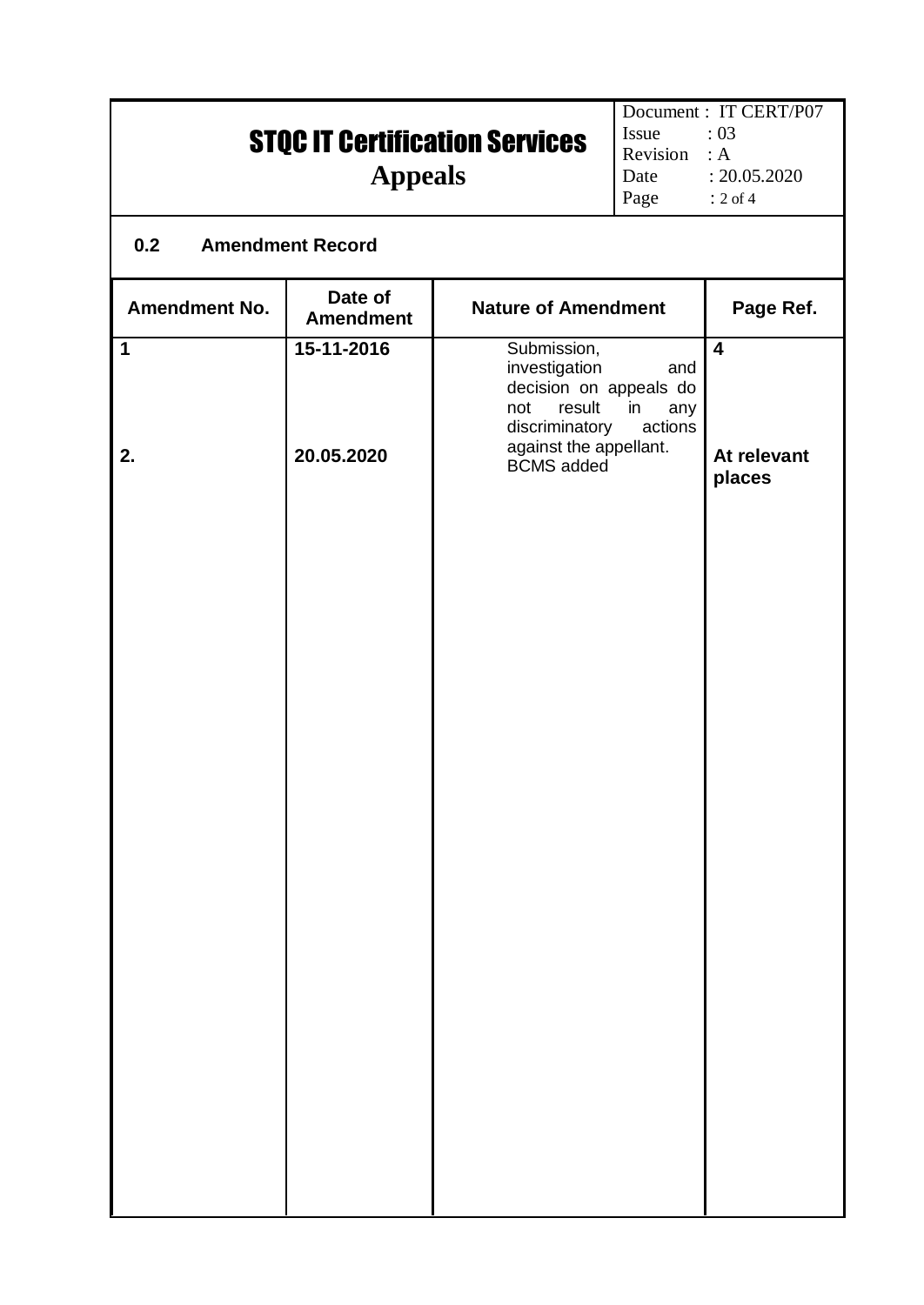## 0.2 Amendment Record

| Amendment No. | Date of Amendment | Nature of Amendment | Page Ref. |
|---|---|---|---|
| 1 | 15-11-2016 | Submission, investigation and decision on appeals do not result in any discriminatory actions against the appellant. | 4 |
| 2. | 20.05.2020 | BCMS added | At relevant places |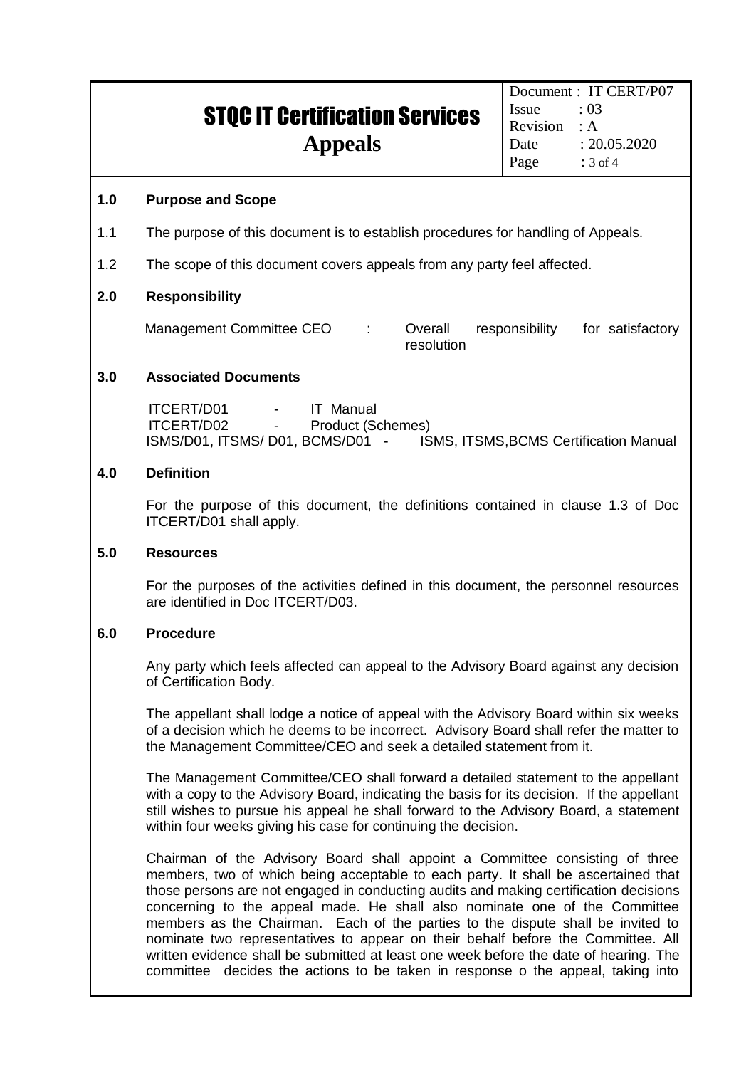| STQC IT Certification Services<br>**Appeals** | Document : IT CERT/P07<br>Issue : 03<br>Revision : A<br>Date : 20.05.2020 |
|---|---|

**1.0 Purpose and Scope**

1.1 The purpose of this document is to establish procedures for handling of Appeals.

1.2 The scope of this document covers appeals from any party feel affected.

**2.0 Responsibility**

Management Committee CEO : Overall responsibility for satisfactory resolution

**3.0 Associated Documents**

ITCERT/D01 - IT Manual
ITCERT/D02 - Product (Schemes)
ISMS/D01, ITSMS/ D01, BCMS/D01 - ISMS, ITSMS,BCMS Certification Manual

**4.0 Definition**

For the purpose of this document, the definitions contained in clause 1.3 of Doc ITCERT/D01 shall apply.

**5.0 Resources**

For the purposes of the activities defined in this document, the personnel resources are identified in Doc ITCERT/D03.

**6.0 Procedure**

Any party which feels affected can appeal to the Advisory Board against any decision of Certification Body.

The appellant shall lodge a notice of appeal with the Advisory Board within six weeks of a decision which he deems to be incorrect. Advisory Board shall refer the matter to the Management Committee/CEO and seek a detailed statement from it.

The Management Committee/CEO shall forward a detailed statement to the appellant with a copy to the Advisory Board, indicating the basis for its decision. If the appellant still wishes to pursue his appeal he shall forward to the Advisory Board, a statement within four weeks giving his case for continuing the decision.

Chairman of the Advisory Board shall appoint a Committee consisting of three members, two of which being acceptable to each party. It shall be ascertained that those persons are not engaged in conducting audits and making certification decisions concerning to the appeal made. He shall also nominate one of the Committee members as the Chairman. Each of the parties to the dispute shall be invited to nominate two representatives to appear on their behalf before the Committee. All written evidence shall be submitted at least one week before the date of hearing. The committee decides the actions to be taken in response o the appeal, taking into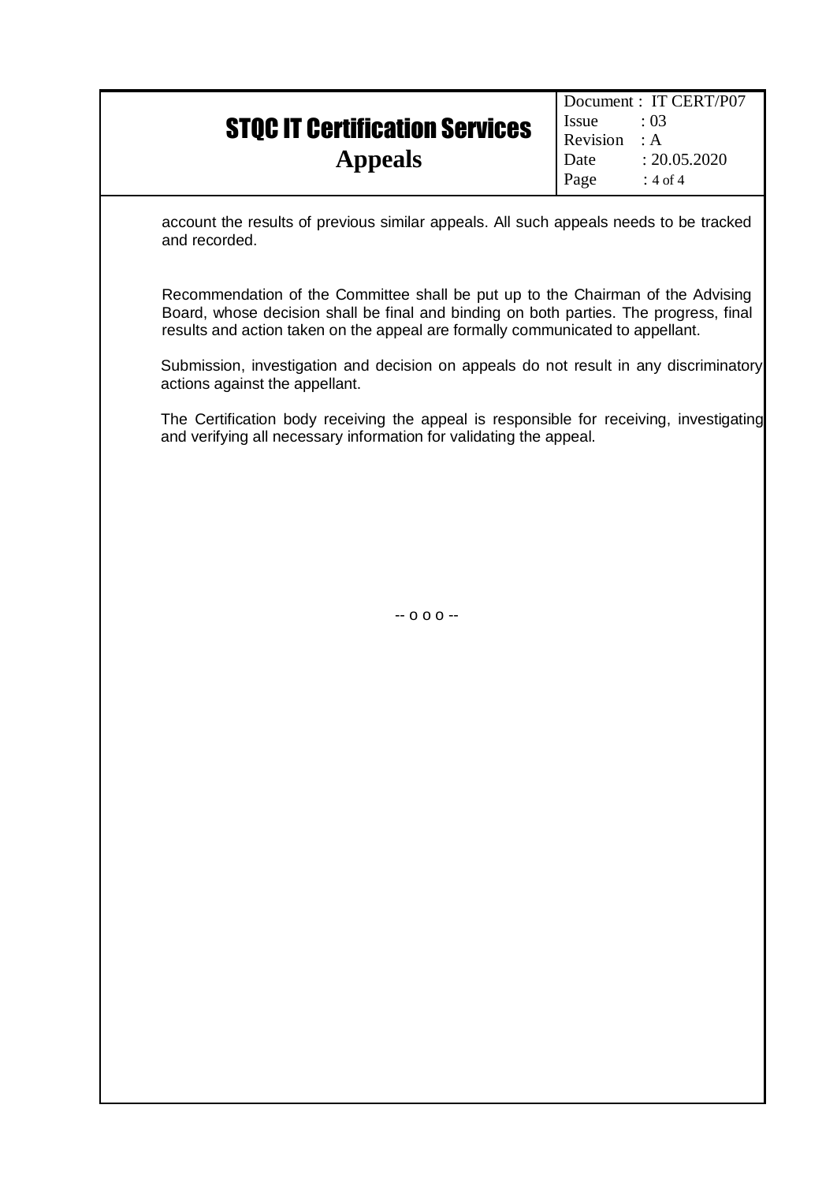account the results of previous similar appeals. All such appeals needs to be tracked and recorded.

Recommendation of the Committee shall be put up to the Chairman of the Advising Board, whose decision shall be final and binding on both parties. The progress, final results and action taken on the appeal are formally communicated to appellant.

Submission, investigation and decision on appeals do not result in any discriminatory actions against the appellant.

The Certification body receiving the appeal is responsible for receiving, investigating and verifying all necessary information for validating the appeal.

-- o o o --